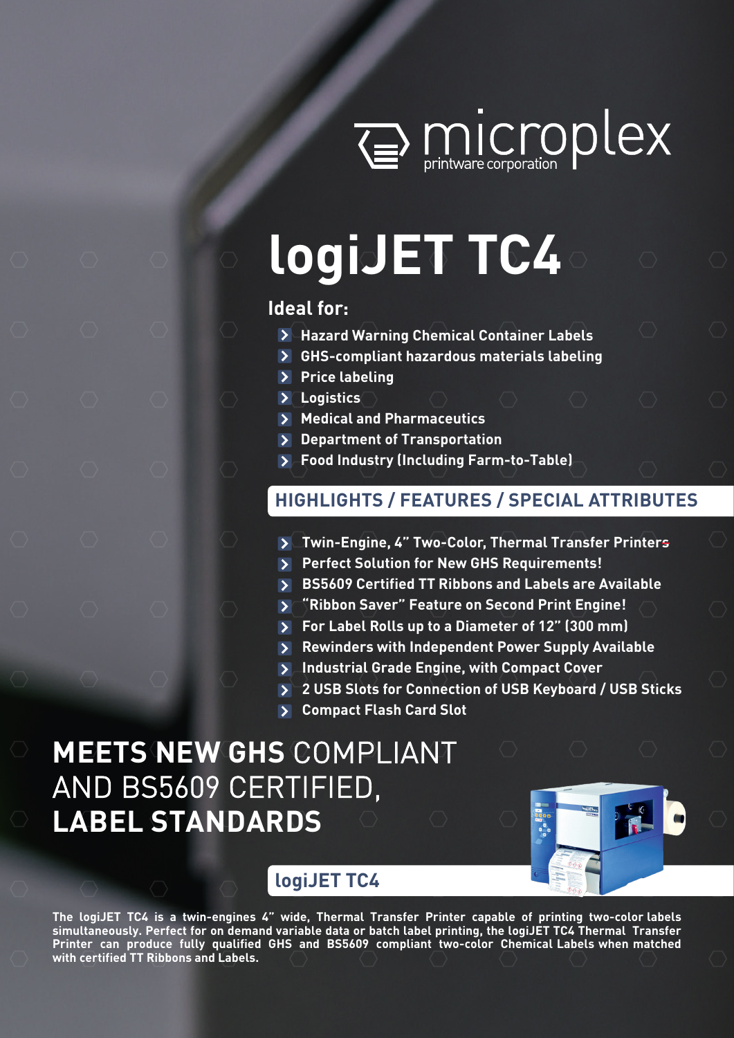microplex printware corporation

# logiJET TC4

## Ideal for:

- Hazard Warning Chemical Container Labels
- GHS-compliant hazardous materials labeling
- Price labeling
- Logistics
- Medical and Pharmaceutics
- Department of Transportation
- Food Industry (Including Farm-to-Table)

## HIGHLIGHTS / FEATURES / SPECIAL ATTRIBUTES

- Twin-Engine, 4" Two-Color, Thermal Transfer Printers
- Perfect Solution for New GHS Requirements!
- BS5609 Certified TT Ribbons and Labels are Available
- "Ribbon Saver" Feature on Second Print Engine!
- For Label Rolls up to a Diameter of 12" (300 mm)
- Rewinders with Independent Power Supply Available
- Industrial Grade Engine, with Compact Cover
- 2 USB Slots for Connection of USB Keyboard / USB Sticks
- Compact Flash Card Slot

## **MEETS NEW GHS** COMPLIANT AND BS5609 CERTIFIED, **LABEL STANDARDS**

## logiJET TC4

**The logiJET TC4 is a twin-engines 4" wide, Thermal Transfer Printer capable of printing two-color labels simultaneously. Perfect for on demand variable data or batch label printing, the logiJET TC4 Thermal Transfer Printer can produce fully qualified GHS and BS5609 compliant two-color Chemical Labels when matched with certified TT Ribbons and Labels.**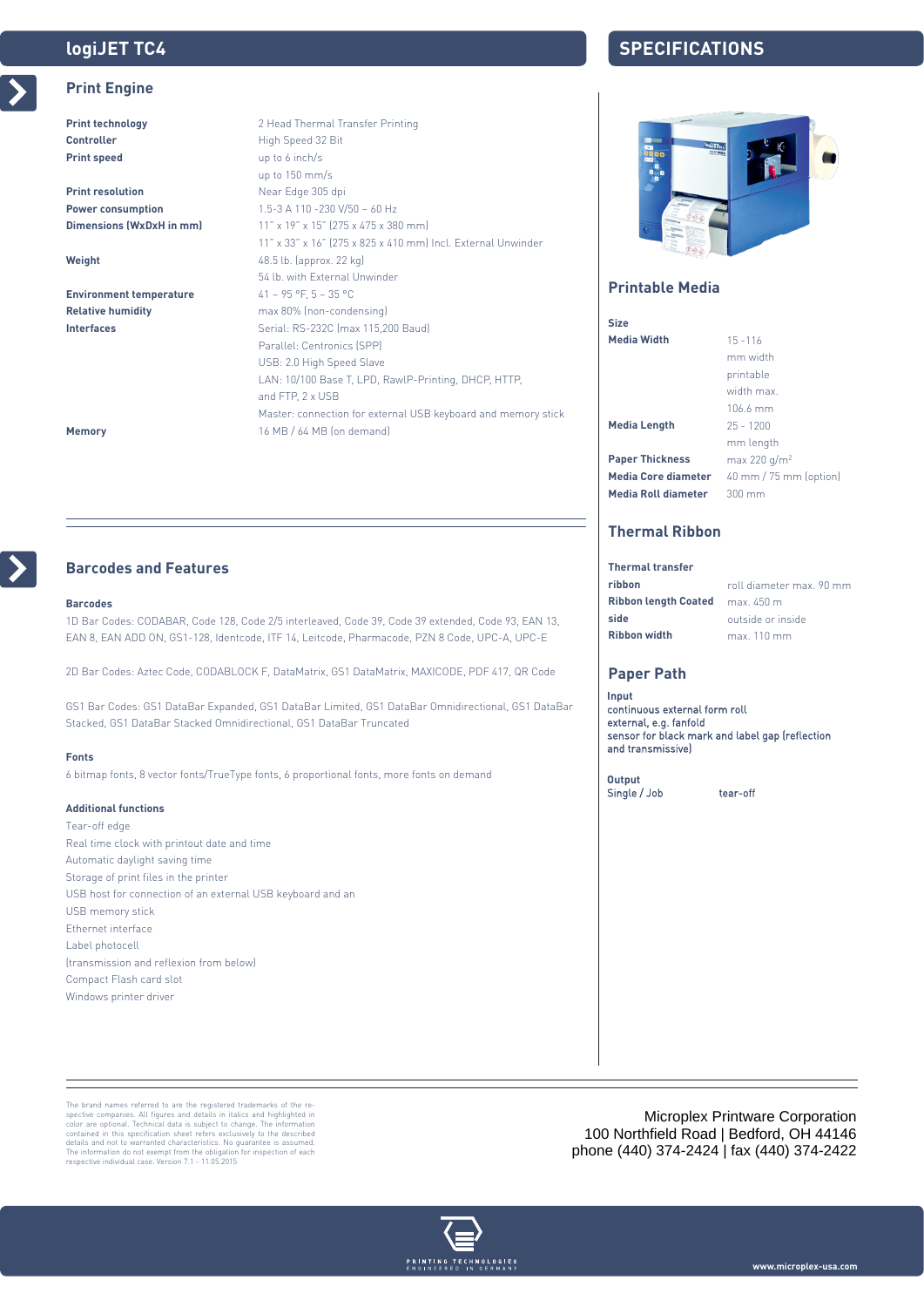# logiJET TC4

# SPECIFICATIONS

## Print Engine

| | |
|---|---|
| **Print technology** | 2 Head Thermal Transfer Printing |
| **Controller** | High Speed 32 Bit |
| **Print speed** | up to 6 inch/s<br>up to 150 mm/s |
| **Print resolution** | Near Edge 305 dpi |
| **Power consumption** | 1.5-3 A 110 -230 V/50 – 60 Hz |
| **Dimensions (WxDxH in mm)** | 11" x 19" x 15" (275 x 475 x 380 mm)<br>11" x 33" x 16" (275 x 825 x 410 mm) Incl. External Unwinder |
| **Weight** | 48.5 lb. (approx. 22 kg)<br>54 lb. with External Unwinder |
| **Environment temperature** | 41 – 95 °F, 5 – 35 °C |
| **Relative humidity** | max 80% (non-condensing) |
| **Interfaces** | Serial: RS-232C (max 115,200 Baud)<br>Parallel: Centronics (SPP)<br>USB: 2.0 High Speed Slave<br>LAN: 10/100 Base T, LPD, RawIP-Printing, DHCP, HTTP, and FTP, 2 x USB<br>Master: connection for external USB keyboard and memory stick |
| **Memory** | 16 MB / 64 MB (on demand) |

## Barcodes and Features

**Barcodes**

1D Bar Codes: CODABAR, Code 128, Code 2/5 interleaved, Code 39, Code 39 extended, Code 93, EAN 13, EAN 8, EAN ADD ON, GS1-128, Identcode, ITF 14, Leitcode, Pharmacode, PZN 8 Code, UPC-A, UPC-E

2D Bar Codes: Aztec Code, CODABLOCK F, DataMatrix, GS1 DataMatrix, MAXICODE, PDF 417, QR Code

GS1 Bar Codes: GS1 DataBar Expanded, GS1 DataBar Limited, GS1 DataBar Omnidirectional, GS1 DataBar Stacked, GS1 DataBar Stacked Omnidirectional, GS1 DataBar Truncated

**Fonts**

6 bitmap fonts, 8 vector fonts/TrueType fonts, 6 proportional fonts, more fonts on demand

**Additional functions**

Tear-off edge
Real time clock with printout date and time
Automatic daylight saving time
Storage of print files in the printer
USB host for connection of an external USB keyboard and an USB memory stick
Ethernet interface
Label photocell
(transmission and reflexion from below)
Compact Flash card slot
Windows printer driver

## Printable Media

**Size**

| | |
|---|---|
| **Media Width** | 15 -116 mm width<br>printable width max. 106.6 mm |
| **Media Length** | 25 - 1200 mm length |
| **Paper Thickness** | max 220 g/m² |
| **Media Core diameter** | 40 mm / 75 mm (option) |
| **Media Roll diameter** | 300 mm |

## Thermal Ribbon

| | |
|---|---|
| **Thermal transfer ribbon** | roll diameter max. 90 mm |
| **Ribbon length** | max. 450 m |
| **Coated side** | outside or inside |
| **Ribbon width** | max. 110 mm |

## Paper Path

**Input**
continuous external form roll
external, e.g. fanfold
sensor for black mark and label gap (reflection and transmissive)

**Output**
Single / Job tear-off

The brand names referred to are the registered trademarks of the respective companies. All figures and details in italics and highlighted in color are optional. Technical data is subject to change. The information contained in this specification sheet refers exclusively to the described details and not to warranted characteristics. No guarantee is assumed. The information do not exempt from the obligation for inspection of each respective individual case. Version 7.1 - 11.05.2015

Microplex Printware Corporation
100 Northfield Road | Bedford, OH 44146
phone (440) 374-2424 | fax (440) 374-2422

PRINTING TECHNOLOGIES
ENGINEERED IN GERMANY

www.microplex-usa.com